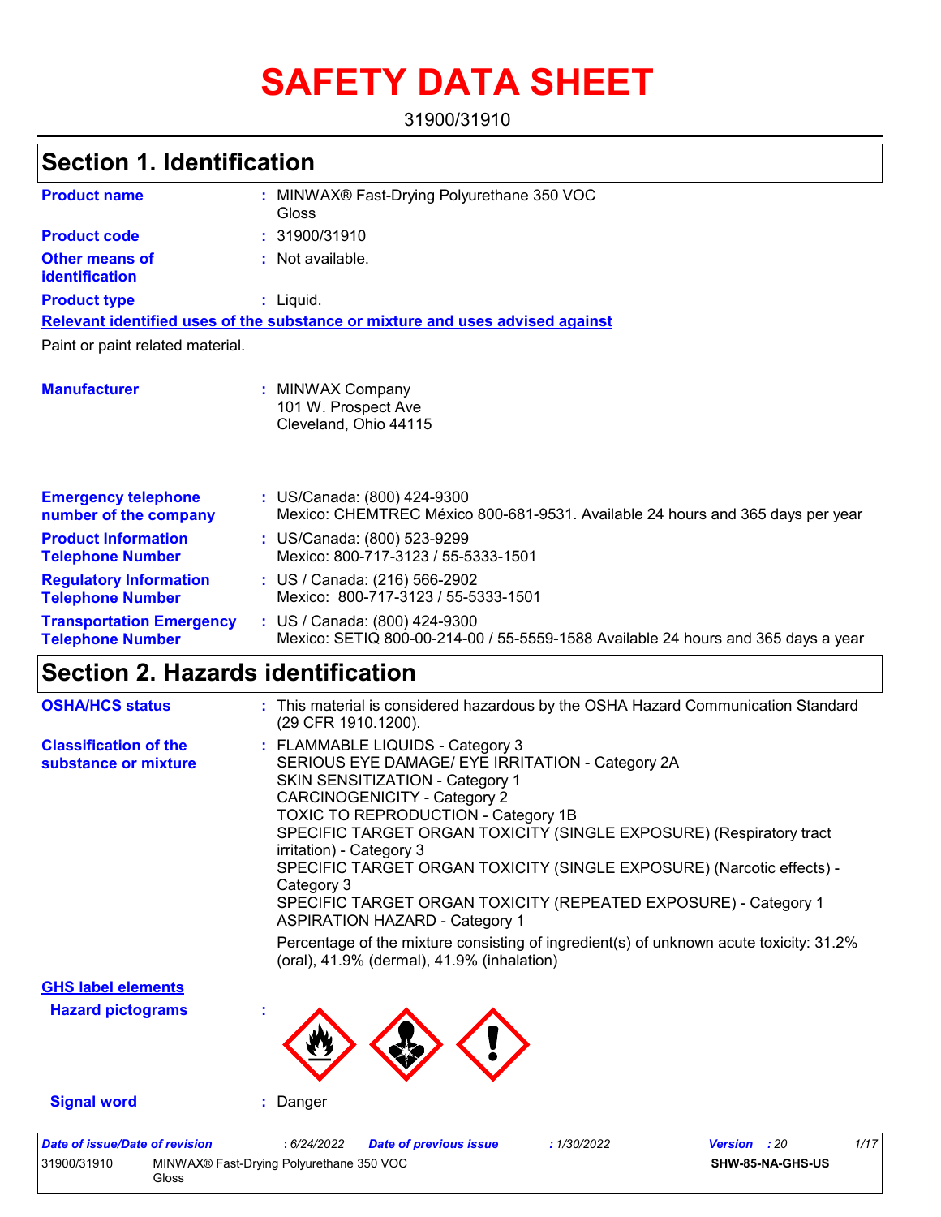# SAFETY DATA SHEET

31900/31910

## Section 1. Identification

**Product name** : MINWAX® Fast-Drying Polyurethane 350 VOC Gloss

**Product code** : 31900/31910

**Other means of identification** : Not available.

**Product type** : Liquid.

**Relevant identified uses of the substance or mixture and uses advised against**

Paint or paint related material.

**Manufacturer** : MINWAX Company
101 W. Prospect Ave
Cleveland, Ohio 44115

**Emergency telephone number of the company** : US/Canada: (800) 424-9300
Mexico: CHEMTREC México 800-681-9531. Available 24 hours and 365 days per year

**Product Information Telephone Number** : US/Canada: (800) 523-9299
Mexico: 800-717-3123 / 55-5333-1501

**Regulatory Information Telephone Number** : US / Canada: (216) 566-2902
Mexico: 800-717-3123 / 55-5333-1501

**Transportation Emergency Telephone Number** : US / Canada: (800) 424-9300
Mexico: SETIQ 800-00-214-00 / 55-5559-1588 Available 24 hours and 365 days a year

## Section 2. Hazards identification

**OSHA/HCS status** : This material is considered hazardous by the OSHA Hazard Communication Standard (29 CFR 1910.1200).

**Classification of the substance or mixture** : FLAMMABLE LIQUIDS - Category 3
SERIOUS EYE DAMAGE/ EYE IRRITATION - Category 2A
SKIN SENSITIZATION - Category 1
CARCINOGENICITY - Category 2
TOXIC TO REPRODUCTION - Category 1B
SPECIFIC TARGET ORGAN TOXICITY (SINGLE EXPOSURE) (Respiratory tract irritation) - Category 3
SPECIFIC TARGET ORGAN TOXICITY (SINGLE EXPOSURE) (Narcotic effects) - Category 3
SPECIFIC TARGET ORGAN TOXICITY (REPEATED EXPOSURE) - Category 1
ASPIRATION HAZARD - Category 1

Percentage of the mixture consisting of ingredient(s) of unknown acute toxicity: 31.2% (oral), 41.9% (dermal), 41.9% (inhalation)

**GHS label elements**

**Hazard pictograms** :

**Signal word** : Danger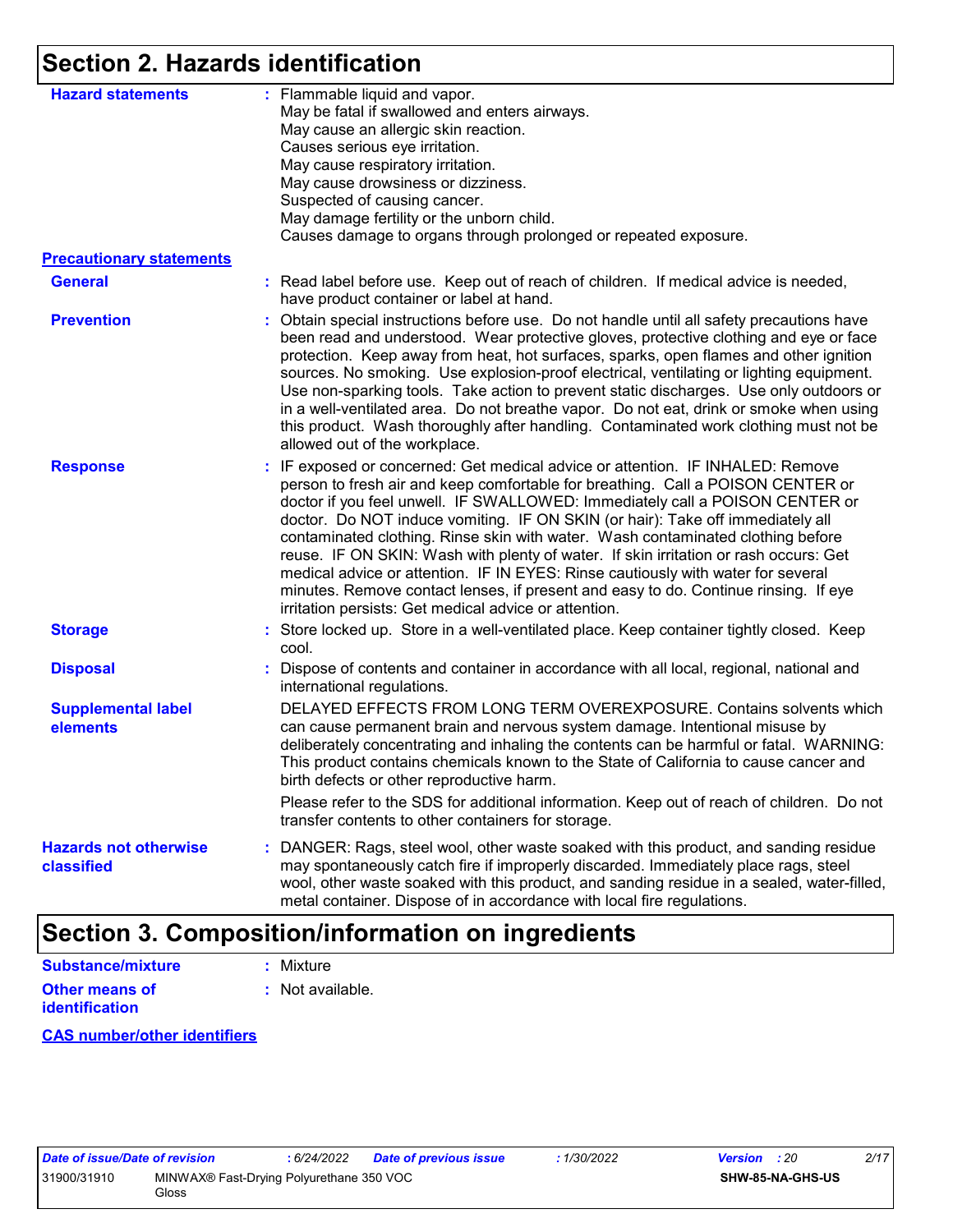## Section 2. Hazards identification

**Hazard statements** : Flammable liquid and vapor.
May be fatal if swallowed and enters airways.
May cause an allergic skin reaction.
Causes serious eye irritation.
May cause respiratory irritation.
May cause drowsiness or dizziness.
Suspected of causing cancer.
May damage fertility or the unborn child.
Causes damage to organs through prolonged or repeated exposure.

**Precautionary statements**

**General** : Read label before use. Keep out of reach of children. If medical advice is needed, have product container or label at hand.

**Prevention** : Obtain special instructions before use. Do not handle until all safety precautions have been read and understood. Wear protective gloves, protective clothing and eye or face protection. Keep away from heat, hot surfaces, sparks, open flames and other ignition sources. No smoking. Use explosion-proof electrical, ventilating or lighting equipment. Use non-sparking tools. Take action to prevent static discharges. Use only outdoors or in a well-ventilated area. Do not breathe vapor. Do not eat, drink or smoke when using this product. Wash thoroughly after handling. Contaminated work clothing must not be allowed out of the workplace.

**Response** : IF exposed or concerned: Get medical advice or attention. IF INHALED: Remove person to fresh air and keep comfortable for breathing. Call a POISON CENTER or doctor if you feel unwell. IF SWALLOWED: Immediately call a POISON CENTER or doctor. Do NOT induce vomiting. IF ON SKIN (or hair): Take off immediately all contaminated clothing. Rinse skin with water. Wash contaminated clothing before reuse. IF ON SKIN: Wash with plenty of water. If skin irritation or rash occurs: Get medical advice or attention. IF IN EYES: Rinse cautiously with water for several minutes. Remove contact lenses, if present and easy to do. Continue rinsing. If eye irritation persists: Get medical advice or attention.

**Storage** : Store locked up. Store in a well-ventilated place. Keep container tightly closed. Keep cool.

**Disposal** : Dispose of contents and container in accordance with all local, regional, national and international regulations.

**Supplemental label elements** DELAYED EFFECTS FROM LONG TERM OVEREXPOSURE. Contains solvents which can cause permanent brain and nervous system damage. Intentional misuse by deliberately concentrating and inhaling the contents can be harmful or fatal. WARNING: This product contains chemicals known to the State of California to cause cancer and birth defects or other reproductive harm.

Please refer to the SDS for additional information. Keep out of reach of children. Do not transfer contents to other containers for storage.

**Hazards not otherwise classified** : DANGER: Rags, steel wool, other waste soaked with this product, and sanding residue may spontaneously catch fire if improperly discarded. Immediately place rags, steel wool, other waste soaked with this product, and sanding residue in a sealed, water-filled, metal container. Dispose of in accordance with local fire regulations.

## Section 3. Composition/information on ingredients

**Substance/mixture** : Mixture

**Other means of identification** : Not available.

**CAS number/other identifiers**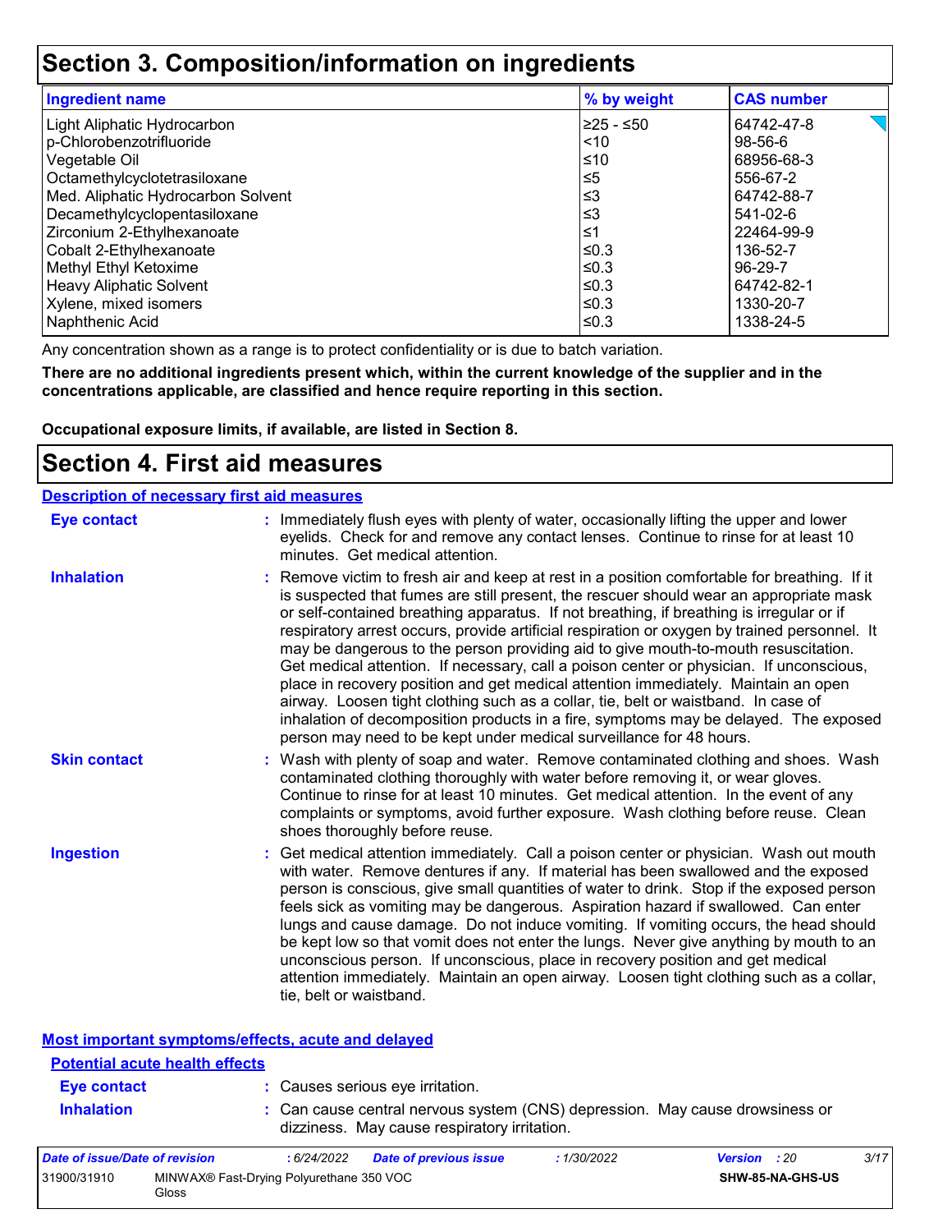# Section 3. Composition/information on ingredients

| Ingredient name | % by weight | CAS number |
| --- | --- | --- |
| Light Aliphatic Hydrocarbon | ≥25 - ≤50 | 64742-47-8 |
| p-Chlorobenzotrifluoride | <10 | 98-56-6 |
| Vegetable Oil | ≤10 | 68956-68-3 |
| Octamethylcyclotetrasiloxane | ≤5 | 556-67-2 |
| Med. Aliphatic Hydrocarbon Solvent | ≤3 | 64742-88-7 |
| Decamethylcyclopentasiloxane | ≤3 | 541-02-6 |
| Zirconium 2-Ethylhexanoate | ≤1 | 22464-99-9 |
| Cobalt 2-Ethylhexanoate | ≤0.3 | 136-52-7 |
| Methyl Ethyl Ketoxime | ≤0.3 | 96-29-7 |
| Heavy Aliphatic Solvent | ≤0.3 | 64742-82-1 |
| Xylene, mixed isomers | ≤0.3 | 1330-20-7 |
| Naphthenic Acid | ≤0.3 | 1338-24-5 |

Any concentration shown as a range is to protect confidentiality or is due to batch variation.

**There are no additional ingredients present which, within the current knowledge of the supplier and in the concentrations applicable, are classified and hence require reporting in this section.**

**Occupational exposure limits, if available, are listed in Section 8.**

# Section 4. First aid measures

## Description of necessary first aid measures

**Eye contact** : Immediately flush eyes with plenty of water, occasionally lifting the upper and lower eyelids. Check for and remove any contact lenses. Continue to rinse for at least 10 minutes. Get medical attention.

**Inhalation** : Remove victim to fresh air and keep at rest in a position comfortable for breathing. If it is suspected that fumes are still present, the rescuer should wear an appropriate mask or self-contained breathing apparatus. If not breathing, if breathing is irregular or if respiratory arrest occurs, provide artificial respiration or oxygen by trained personnel. It may be dangerous to the person providing aid to give mouth-to-mouth resuscitation. Get medical attention. If necessary, call a poison center or physician. If unconscious, place in recovery position and get medical attention immediately. Maintain an open airway. Loosen tight clothing such as a collar, tie, belt or waistband. In case of inhalation of decomposition products in a fire, symptoms may be delayed. The exposed person may need to be kept under medical surveillance for 48 hours.

**Skin contact** : Wash with plenty of soap and water. Remove contaminated clothing and shoes. Wash contaminated clothing thoroughly with water before removing it, or wear gloves. Continue to rinse for at least 10 minutes. Get medical attention. In the event of any complaints or symptoms, avoid further exposure. Wash clothing before reuse. Clean shoes thoroughly before reuse.

**Ingestion** : Get medical attention immediately. Call a poison center or physician. Wash out mouth with water. Remove dentures if any. If material has been swallowed and the exposed person is conscious, give small quantities of water to drink. Stop if the exposed person feels sick as vomiting may be dangerous. Aspiration hazard if swallowed. Can enter lungs and cause damage. Do not induce vomiting. If vomiting occurs, the head should be kept low so that vomit does not enter the lungs. Never give anything by mouth to an unconscious person. If unconscious, place in recovery position and get medical attention immediately. Maintain an open airway. Loosen tight clothing such as a collar, tie, belt or waistband.

## Most important symptoms/effects, acute and delayed

### Potential acute health effects

**Eye contact** : Causes serious eye irritation.

**Inhalation** : Can cause central nervous system (CNS) depression. May cause drowsiness or dizziness. May cause respiratory irritation.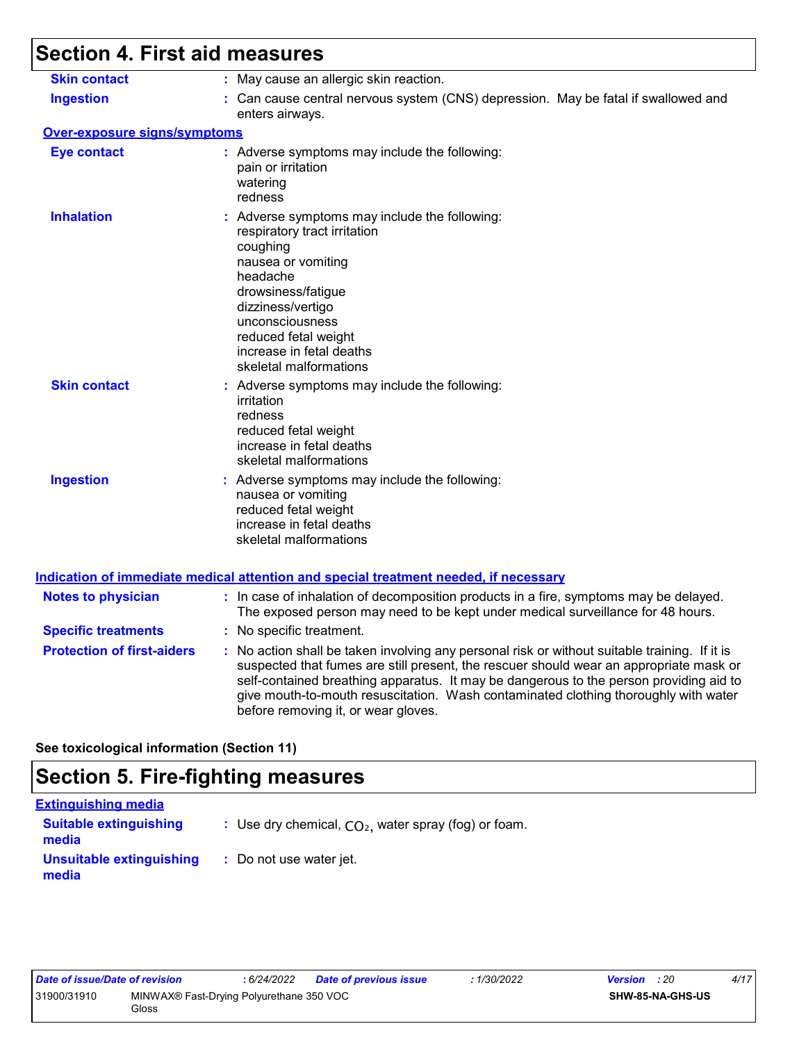# Section 4. First aid measures

**Skin contact** : May cause an allergic skin reaction.

**Ingestion** : Can cause central nervous system (CNS) depression. May be fatal if swallowed and enters airways.

**Over-exposure signs/symptoms**

**Eye contact** : Adverse symptoms may include the following:
pain or irritation
watering
redness

**Inhalation** : Adverse symptoms may include the following:
respiratory tract irritation
coughing
nausea or vomiting
headache
drowsiness/fatigue
dizziness/vertigo
unconsciousness
reduced fetal weight
increase in fetal deaths
skeletal malformations

**Skin contact** : Adverse symptoms may include the following:
irritation
redness
reduced fetal weight
increase in fetal deaths
skeletal malformations

**Ingestion** : Adverse symptoms may include the following:
nausea or vomiting
reduced fetal weight
increase in fetal deaths
skeletal malformations

**Indication of immediate medical attention and special treatment needed, if necessary**

**Notes to physician** : In case of inhalation of decomposition products in a fire, symptoms may be delayed. The exposed person may need to be kept under medical surveillance for 48 hours.

**Specific treatments** : No specific treatment.

**Protection of first-aiders** : No action shall be taken involving any personal risk or without suitable training. If it is suspected that fumes are still present, the rescuer should wear an appropriate mask or self-contained breathing apparatus. It may be dangerous to the person providing aid to give mouth-to-mouth resuscitation. Wash contaminated clothing thoroughly with water before removing it, or wear gloves.

**See toxicological information (Section 11)**

# Section 5. Fire-fighting measures

**Extinguishing media**

**Suitable extinguishing media** : Use dry chemical, $CO_2$, water spray (fog) or foam.

**Unsuitable extinguishing media** : Do not use water jet.

| Date of issue/Date of revision | : 6/24/2022 | Date of previous issue | : 1/30/2022 | Version : 20 |
|---|---|---|---|---|
| 31900/31910 | MINWAX® Fast-Drying Polyurethane 350 VOC Gloss | | | SHW-85-NA-GHS-US |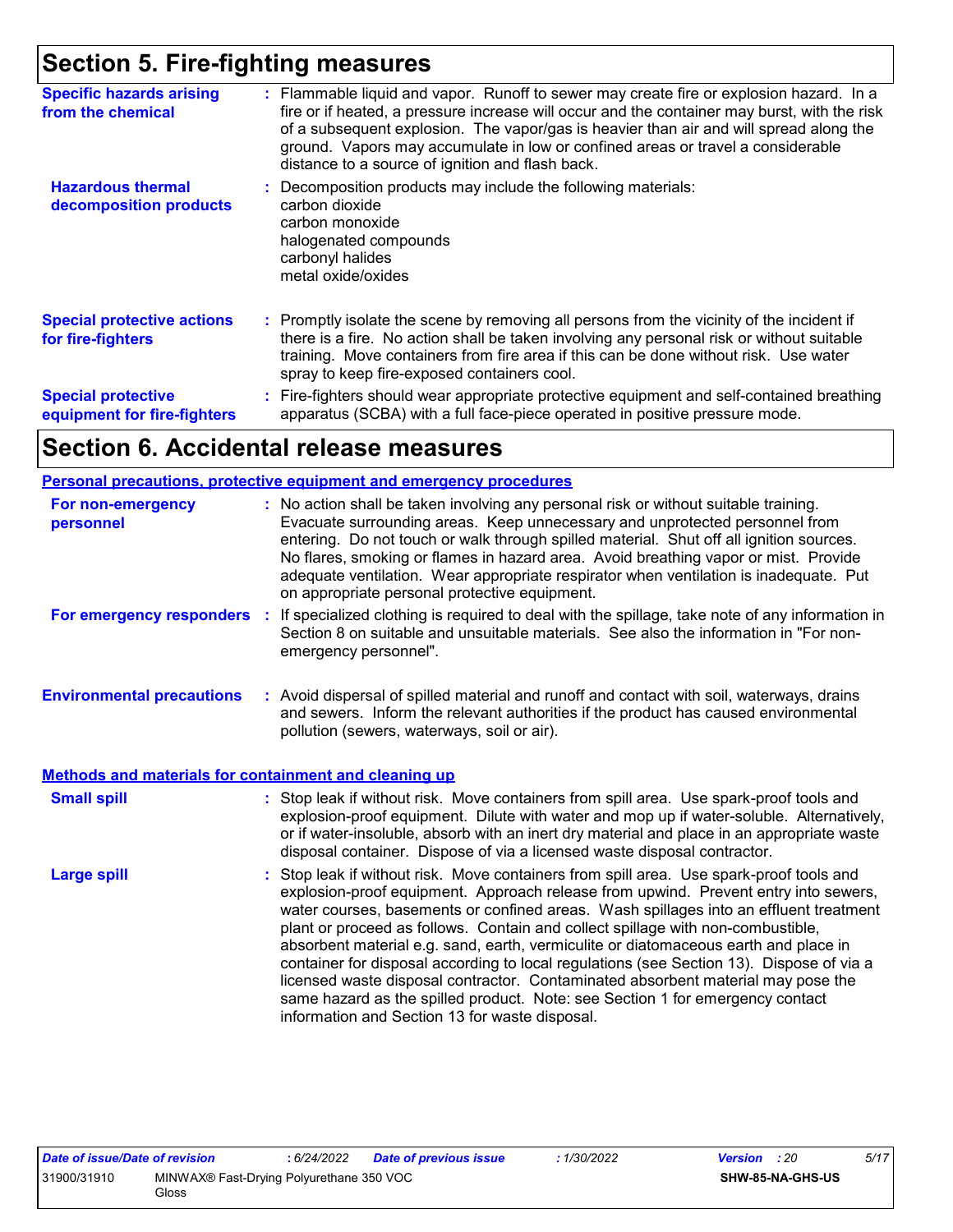# Section 5. Fire-fighting measures

**Specific hazards arising from the chemical** : Flammable liquid and vapor. Runoff to sewer may create fire or explosion hazard. In a fire or if heated, a pressure increase will occur and the container may burst, with the risk of a subsequent explosion. The vapor/gas is heavier than air and will spread along the ground. Vapors may accumulate in low or confined areas or travel a considerable distance to a source of ignition and flash back.

**Hazardous thermal decomposition products** : Decomposition products may include the following materials:
carbon dioxide
carbon monoxide
halogenated compounds
carbonyl halides
metal oxide/oxides

**Special protective actions for fire-fighters** : Promptly isolate the scene by removing all persons from the vicinity of the incident if there is a fire. No action shall be taken involving any personal risk or without suitable training. Move containers from fire area if this can be done without risk. Use water spray to keep fire-exposed containers cool.

**Special protective equipment for fire-fighters** : Fire-fighters should wear appropriate protective equipment and self-contained breathing apparatus (SCBA) with a full face-piece operated in positive pressure mode.

# Section 6. Accidental release measures

## Personal precautions, protective equipment and emergency procedures

**For non-emergency personnel** : No action shall be taken involving any personal risk or without suitable training. Evacuate surrounding areas. Keep unnecessary and unprotected personnel from entering. Do not touch or walk through spilled material. Shut off all ignition sources. No flares, smoking or flames in hazard area. Avoid breathing vapor or mist. Provide adequate ventilation. Wear appropriate respirator when ventilation is inadequate. Put on appropriate personal protective equipment.

**For emergency responders** : If specialized clothing is required to deal with the spillage, take note of any information in Section 8 on suitable and unsuitable materials. See also the information in "For non-emergency personnel".

**Environmental precautions** : Avoid dispersal of spilled material and runoff and contact with soil, waterways, drains and sewers. Inform the relevant authorities if the product has caused environmental pollution (sewers, waterways, soil or air).

## Methods and materials for containment and cleaning up

**Small spill** : Stop leak if without risk. Move containers from spill area. Use spark-proof tools and explosion-proof equipment. Dilute with water and mop up if water-soluble. Alternatively, or if water-insoluble, absorb with an inert dry material and place in an appropriate waste disposal container. Dispose of via a licensed waste disposal contractor.

**Large spill** : Stop leak if without risk. Move containers from spill area. Use spark-proof tools and explosion-proof equipment. Approach release from upwind. Prevent entry into sewers, water courses, basements or confined areas. Wash spillages into an effluent treatment plant or proceed as follows. Contain and collect spillage with non-combustible, absorbent material e.g. sand, earth, vermiculite or diatomaceous earth and place in container for disposal according to local regulations (see Section 13). Dispose of via a licensed waste disposal contractor. Contaminated absorbent material may pose the same hazard as the spilled product. Note: see Section 1 for emergency contact information and Section 13 for waste disposal.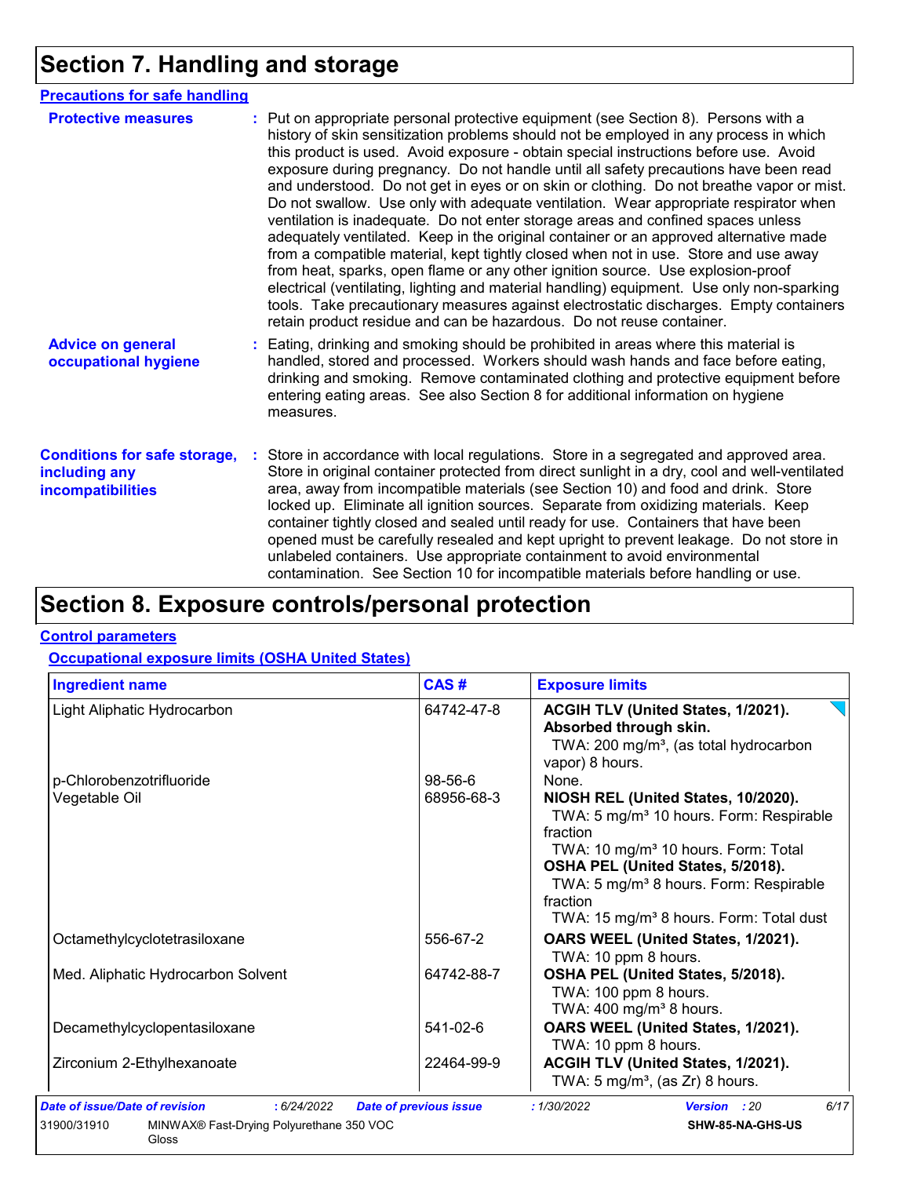# Section 7. Handling and storage

## Precautions for safe handling

**Protective measures** : Put on appropriate personal protective equipment (see Section 8). Persons with a history of skin sensitization problems should not be employed in any process in which this product is used. Avoid exposure - obtain special instructions before use. Avoid exposure during pregnancy. Do not handle until all safety precautions have been read and understood. Do not get in eyes or on skin or clothing. Do not breathe vapor or mist. Do not swallow. Use only with adequate ventilation. Wear appropriate respirator when ventilation is inadequate. Do not enter storage areas and confined spaces unless adequately ventilated. Keep in the original container or an approved alternative made from a compatible material, kept tightly closed when not in use. Store and use away from heat, sparks, open flame or any other ignition source. Use explosion-proof electrical (ventilating, lighting and material handling) equipment. Use only non-sparking tools. Take precautionary measures against electrostatic discharges. Empty containers retain product residue and can be hazardous. Do not reuse container.

**Advice on general occupational hygiene** : Eating, drinking and smoking should be prohibited in areas where this material is handled, stored and processed. Workers should wash hands and face before eating, drinking and smoking. Remove contaminated clothing and protective equipment before entering eating areas. See also Section 8 for additional information on hygiene measures.

**Conditions for safe storage, including any incompatibilities** : Store in accordance with local regulations. Store in a segregated and approved area. Store in original container protected from direct sunlight in a dry, cool and well-ventilated area, away from incompatible materials (see Section 10) and food and drink. Store locked up. Eliminate all ignition sources. Separate from oxidizing materials. Keep container tightly closed and sealed until ready for use. Containers that have been opened must be carefully resealed and kept upright to prevent leakage. Do not store in unlabeled containers. Use appropriate containment to avoid environmental contamination. See Section 10 for incompatible materials before handling or use.

# Section 8. Exposure controls/personal protection

## Control parameters

### Occupational exposure limits (OSHA United States)

| Ingredient name | CAS # | Exposure limits |
|---|---|---|
| Light Aliphatic Hydrocarbon | 64742-47-8 | **ACGIH TLV (United States, 1/2021). Absorbed through skin.** TWA: 200 mg/m³, (as total hydrocarbon vapor) 8 hours. |
| p-Chlorobenzotrifluoride | 98-56-6 | None. |
| Vegetable Oil | 68956-68-3 | **NIOSH REL (United States, 10/2020).** TWA: 5 mg/m³ 10 hours. Form: Respirable fraction TWA: 10 mg/m³ 10 hours. Form: Total **OSHA PEL (United States, 5/2018).** TWA: 5 mg/m³ 8 hours. Form: Respirable fraction TWA: 15 mg/m³ 8 hours. Form: Total dust |
| Octamethylcyclotetrasiloxane | 556-67-2 | **OARS WEEL (United States, 1/2021).** TWA: 10 ppm 8 hours. |
| Med. Aliphatic Hydrocarbon Solvent | 64742-88-7 | **OSHA PEL (United States, 5/2018).** TWA: 100 ppm 8 hours. TWA: 400 mg/m³ 8 hours. |
| Decamethylcyclopentasiloxane | 541-02-6 | **OARS WEEL (United States, 1/2021).** TWA: 10 ppm 8 hours. |
| Zirconium 2-Ethylhexanoate | 22464-99-9 | **ACGIH TLV (United States, 1/2021).** TWA: 5 mg/m³, (as Zr) 8 hours. |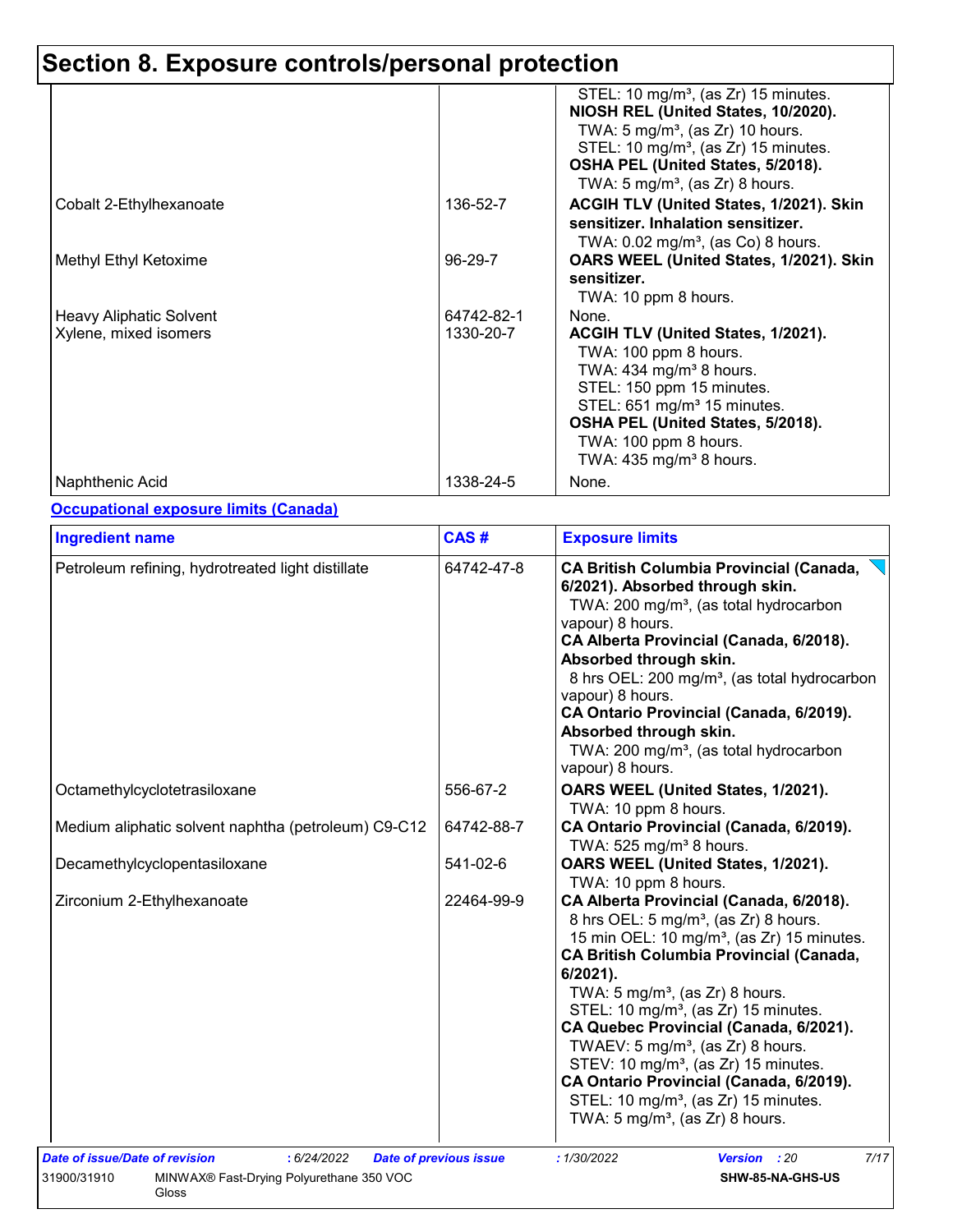## Section 8. Exposure controls/personal protection

| | | |
|---|---|---|
| | | STEL: 10 mg/m³, (as Zr) 15 minutes.<br>**NIOSH REL (United States, 10/2020).**<br>TWA: 5 mg/m³, (as Zr) 10 hours.<br>STEL: 10 mg/m³, (as Zr) 15 minutes.<br>**OSHA PEL (United States, 5/2018).**<br>TWA: 5 mg/m³, (as Zr) 8 hours. |
| Cobalt 2-Ethylhexanoate | 136-52-7 | **ACGIH TLV (United States, 1/2021). Skin sensitizer. Inhalation sensitizer.**<br>TWA: 0.02 mg/m³, (as Co) 8 hours. |
| Methyl Ethyl Ketoxime | 96-29-7 | **OARS WEEL (United States, 1/2021). Skin sensitizer.**<br>TWA: 10 ppm 8 hours. |
| Heavy Aliphatic Solvent | 64742-82-1 | None. |
| Xylene, mixed isomers | 1330-20-7 | **ACGIH TLV (United States, 1/2021).**<br>TWA: 100 ppm 8 hours.<br>TWA: 434 mg/m³ 8 hours.<br>STEL: 150 ppm 15 minutes.<br>STEL: 651 mg/m³ 15 minutes.<br>**OSHA PEL (United States, 5/2018).**<br>TWA: 100 ppm 8 hours.<br>TWA: 435 mg/m³ 8 hours. |
| Naphthenic Acid | 1338-24-5 | None. |

**Occupational exposure limits (Canada)**

| Ingredient name | CAS # | Exposure limits |
|---|---|---|
| Petroleum refining, hydrotreated light distillate | 64742-47-8 | **CA British Columbia Provincial (Canada, 6/2021). Absorbed through skin.**<br>TWA: 200 mg/m³, (as total hydrocarbon vapour) 8 hours.<br>**CA Alberta Provincial (Canada, 6/2018). Absorbed through skin.**<br>8 hrs OEL: 200 mg/m³, (as total hydrocarbon vapour) 8 hours.<br>**CA Ontario Provincial (Canada, 6/2019). Absorbed through skin.**<br>TWA: 200 mg/m³, (as total hydrocarbon vapour) 8 hours. |
| Octamethylcyclotetrasiloxane | 556-67-2 | **OARS WEEL (United States, 1/2021).**<br>TWA: 10 ppm 8 hours. |
| Medium aliphatic solvent naphtha (petroleum) C9-C12 | 64742-88-7 | **CA Ontario Provincial (Canada, 6/2019).**<br>TWA: 525 mg/m³ 8 hours. |
| Decamethylcyclopentasiloxane | 541-02-6 | **OARS WEEL (United States, 1/2021).**<br>TWA: 10 ppm 8 hours. |
| Zirconium 2-Ethylhexanoate | 22464-99-9 | **CA Alberta Provincial (Canada, 6/2018).**<br>8 hrs OEL: 5 mg/m³, (as Zr) 8 hours.<br>15 min OEL: 10 mg/m³, (as Zr) 15 minutes.<br>**CA British Columbia Provincial (Canada, 6/2021).**<br>TWA: 5 mg/m³, (as Zr) 8 hours.<br>STEL: 10 mg/m³, (as Zr) 15 minutes.<br>**CA Quebec Provincial (Canada, 6/2021).**<br>TWAEV: 5 mg/m³, (as Zr) 8 hours.<br>STEV: 10 mg/m³, (as Zr) 15 minutes.<br>**CA Ontario Provincial (Canada, 6/2019).**<br>STEL: 10 mg/m³, (as Zr) 15 minutes.<br>TWA: 5 mg/m³, (as Zr) 8 hours. |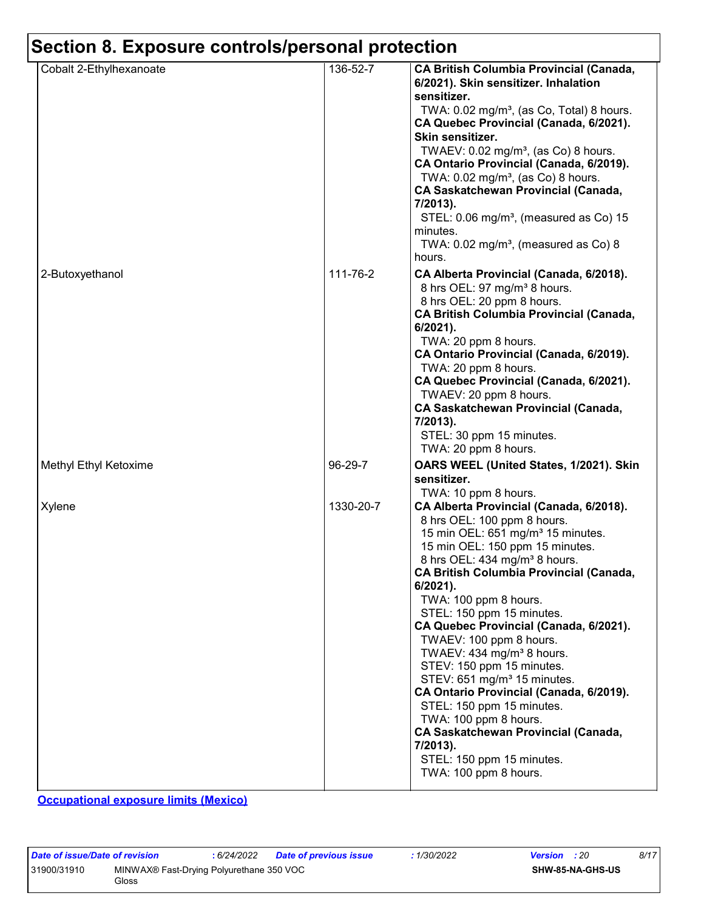# Section 8. Exposure controls/personal protection

| | | |
|---|---|---|
| Cobalt 2-Ethylhexanoate | 136-52-7 | **CA British Columbia Provincial (Canada, 6/2021). Skin sensitizer. Inhalation sensitizer.**<br>TWA: 0.02 mg/m³, (as Co, Total) 8 hours.<br>**CA Quebec Provincial (Canada, 6/2021). Skin sensitizer.**<br>TWAEV: 0.02 mg/m³, (as Co) 8 hours.<br>**CA Ontario Provincial (Canada, 6/2019).**<br>TWA: 0.02 mg/m³, (as Co) 8 hours.<br>**CA Saskatchewan Provincial (Canada, 7/2013).**<br>STEL: 0.06 mg/m³, (measured as Co) 15 minutes.<br>TWA: 0.02 mg/m³, (measured as Co) 8 hours. |
| 2-Butoxyethanol | 111-76-2 | **CA Alberta Provincial (Canada, 6/2018).**<br>8 hrs OEL: 97 mg/m³ 8 hours.<br>8 hrs OEL: 20 ppm 8 hours.<br>**CA British Columbia Provincial (Canada, 6/2021).**<br>TWA: 20 ppm 8 hours.<br>**CA Ontario Provincial (Canada, 6/2019).**<br>TWA: 20 ppm 8 hours.<br>**CA Quebec Provincial (Canada, 6/2021).**<br>TWAEV: 20 ppm 8 hours.<br>**CA Saskatchewan Provincial (Canada, 7/2013).**<br>STEL: 30 ppm 15 minutes.<br>TWA: 20 ppm 8 hours. |
| Methyl Ethyl Ketoxime | 96-29-7 | **OARS WEEL (United States, 1/2021). Skin sensitizer.**<br>TWA: 10 ppm 8 hours. |
| Xylene | 1330-20-7 | **CA Alberta Provincial (Canada, 6/2018).**<br>8 hrs OEL: 100 ppm 8 hours.<br>15 min OEL: 651 mg/m³ 15 minutes.<br>15 min OEL: 150 ppm 15 minutes.<br>8 hrs OEL: 434 mg/m³ 8 hours.<br>**CA British Columbia Provincial (Canada, 6/2021).**<br>TWA: 100 ppm 8 hours.<br>STEL: 150 ppm 15 minutes.<br>**CA Quebec Provincial (Canada, 6/2021).**<br>TWAEV: 100 ppm 8 hours.<br>TWAEV: 434 mg/m³ 8 hours.<br>STEV: 150 ppm 15 minutes.<br>STEV: 651 mg/m³ 15 minutes.<br>**CA Ontario Provincial (Canada, 6/2019).**<br>STEL: 150 ppm 15 minutes.<br>TWA: 100 ppm 8 hours.<br>**CA Saskatchewan Provincial (Canada, 7/2013).**<br>STEL: 150 ppm 15 minutes.<br>TWA: 100 ppm 8 hours. |

**Occupational exposure limits (Mexico)**

| | | | | | |
|---|---|---|---|---|---|
| ***Date of issue/Date of revision*** | **: 6/24/2022** | ***Date of previous issue*** | **: 1/30/2022** | ***Version*** | **: 20** |
| 31900/31910 | MINWAX® Fast-Drying Polyurethane 350 VOC Gloss | | | **SHW-85-NA-GHS-US** | |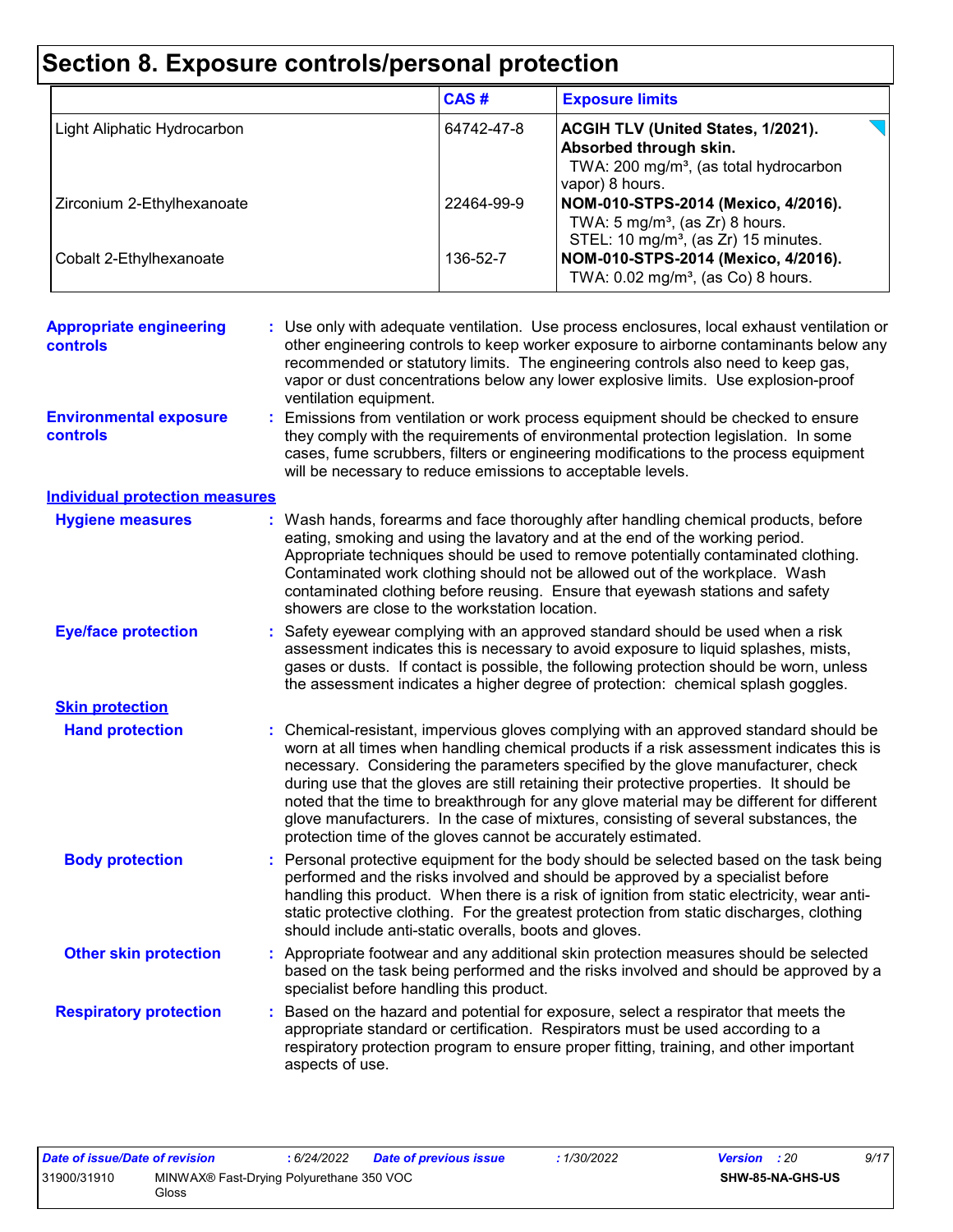# Section 8. Exposure controls/personal protection

| | CAS # | Exposure limits |
|---|---|---|
| Light Aliphatic Hydrocarbon | 64742-47-8 | **ACGIH TLV (United States, 1/2021). Absorbed through skin.**<br>TWA: 200 mg/m³, (as total hydrocarbon vapor) 8 hours. |
| Zirconium 2-Ethylhexanoate | 22464-99-9 | **NOM-010-STPS-2014 (Mexico, 4/2016).**<br>TWA: 5 mg/m³, (as Zr) 8 hours.<br>STEL: 10 mg/m³, (as Zr) 15 minutes. |
| Cobalt 2-Ethylhexanoate | 136-52-7 | **NOM-010-STPS-2014 (Mexico, 4/2016).**<br>TWA: 0.02 mg/m³, (as Co) 8 hours. |

**Appropriate engineering controls** : Use only with adequate ventilation. Use process enclosures, local exhaust ventilation or other engineering controls to keep worker exposure to airborne contaminants below any recommended or statutory limits. The engineering controls also need to keep gas, vapor or dust concentrations below any lower explosive limits. Use explosion-proof ventilation equipment.

**Environmental exposure controls** : Emissions from ventilation or work process equipment should be checked to ensure they comply with the requirements of environmental protection legislation. In some cases, fume scrubbers, filters or engineering modifications to the process equipment will be necessary to reduce emissions to acceptable levels.

## Individual protection measures

**Hygiene measures** : Wash hands, forearms and face thoroughly after handling chemical products, before eating, smoking and using the lavatory and at the end of the working period. Appropriate techniques should be used to remove potentially contaminated clothing. Contaminated work clothing should not be allowed out of the workplace. Wash contaminated clothing before reusing. Ensure that eyewash stations and safety showers are close to the workstation location.

**Eye/face protection** : Safety eyewear complying with an approved standard should be used when a risk assessment indicates this is necessary to avoid exposure to liquid splashes, mists, gases or dusts. If contact is possible, the following protection should be worn, unless the assessment indicates a higher degree of protection: chemical splash goggles.

### Skin protection

**Hand protection** : Chemical-resistant, impervious gloves complying with an approved standard should be worn at all times when handling chemical products if a risk assessment indicates this is necessary. Considering the parameters specified by the glove manufacturer, check during use that the gloves are still retaining their protective properties. It should be noted that the time to breakthrough for any glove material may be different for different glove manufacturers. In the case of mixtures, consisting of several substances, the protection time of the gloves cannot be accurately estimated.

**Body protection** : Personal protective equipment for the body should be selected based on the task being performed and the risks involved and should be approved by a specialist before handling this product. When there is a risk of ignition from static electricity, wear anti-static protective clothing. For the greatest protection from static discharges, clothing should include anti-static overalls, boots and gloves.

**Other skin protection** : Appropriate footwear and any additional skin protection measures should be selected based on the task being performed and the risks involved and should be approved by a specialist before handling this product.

**Respiratory protection** : Based on the hazard and potential for exposure, select a respirator that meets the appropriate standard or certification. Respirators must be used according to a respiratory protection program to ensure proper fitting, training, and other important aspects of use.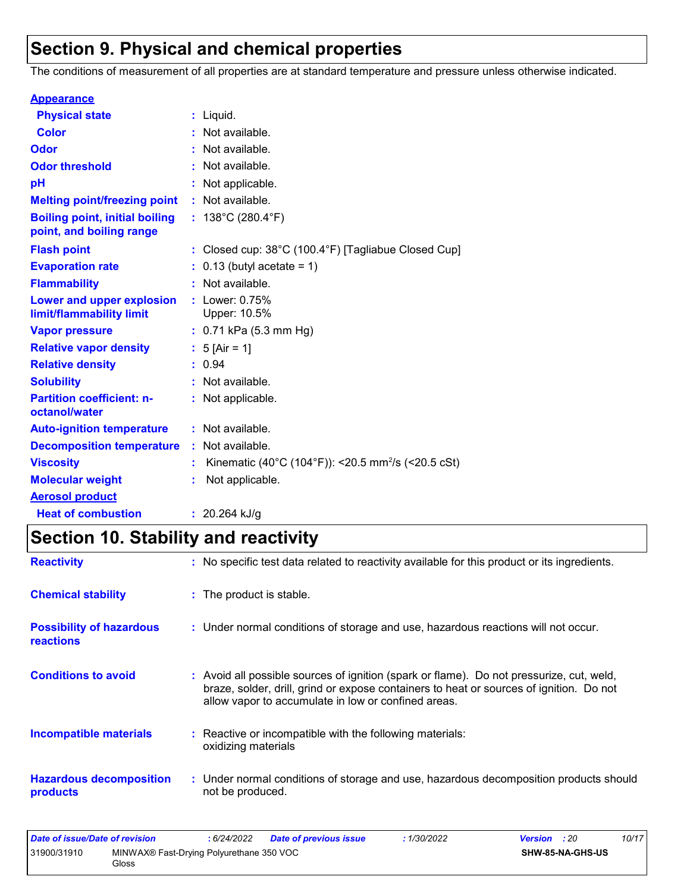# Section 9. Physical and chemical properties

The conditions of measurement of all properties are at standard temperature and pressure unless otherwise indicated.

| Property | Value |
|---|---|
| **Appearance** | |
| **Physical state** | : Liquid. |
| **Color** | : Not available. |
| **Odor** | : Not available. |
| **Odor threshold** | : Not available. |
| **pH** | : Not applicable. |
| **Melting point/freezing point** | : Not available. |
| **Boiling point, initial boiling point, and boiling range** | : 138°C (280.4°F) |
| **Flash point** | : Closed cup: 38°C (100.4°F) [Tagliabue Closed Cup] |
| **Evaporation rate** | : 0.13 (butyl acetate = 1) |
| **Flammability** | : Not available. |
| **Lower and upper explosion limit/flammability limit** | : Lower: 0.75% Upper: 10.5% |
| **Vapor pressure** | : 0.71 kPa (5.3 mm Hg) |
| **Relative vapor density** | : 5 [Air = 1] |
| **Relative density** | : 0.94 |
| **Solubility** | : Not available. |
| **Partition coefficient: n-octanol/water** | : Not applicable. |
| **Auto-ignition temperature** | : Not available. |
| **Decomposition temperature** | : Not available. |
| **Viscosity** | : Kinematic (40°C (104°F)): <20.5 $mm^2/s$ (<20.5 cSt) |
| **Molecular weight** | : Not applicable. |
| **Aerosol product** | |
| **Heat of combustion** | : 20.264 kJ/g |

# Section 10. Stability and reactivity

| Property | Value |
|---|---|
| **Reactivity** | : No specific test data related to reactivity available for this product or its ingredients. |
| **Chemical stability** | : The product is stable. |
| **Possibility of hazardous reactions** | : Under normal conditions of storage and use, hazardous reactions will not occur. |
| **Conditions to avoid** | : Avoid all possible sources of ignition (spark or flame). Do not pressurize, cut, weld, braze, solder, drill, grind or expose containers to heat or sources of ignition. Do not allow vapor to accumulate in low or confined areas. |
| **Incompatible materials** | : Reactive or incompatible with the following materials: oxidizing materials |
| **Hazardous decomposition products** | : Under normal conditions of storage and use, hazardous decomposition products should not be produced. |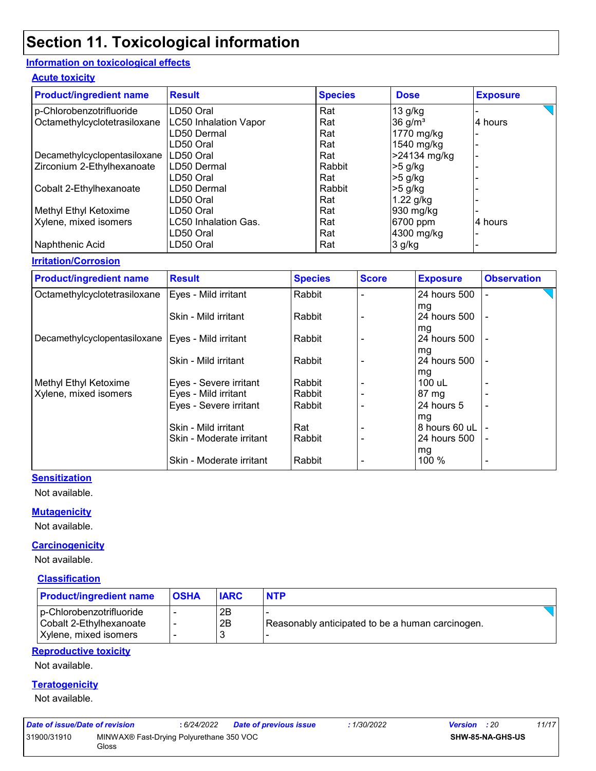# Section 11. Toxicological information

## Information on toxicological effects

### Acute toxicity

| Product/ingredient name | Result | Species | Dose | Exposure |
|---|---|---|---|---|
| p-Chlorobenzotrifluoride | LD50 Oral | Rat | 13 g/kg | - |
| Octamethylcyclotetrasiloxane | LC50 Inhalation Vapor | Rat | 36 g/m³ | 4 hours |
| | LD50 Dermal | Rat | 1770 mg/kg | - |
| | LD50 Oral | Rat | 1540 mg/kg | - |
| Decamethylcyclopentasiloxane | LD50 Oral | Rat | >24134 mg/kg | - |
| Zirconium 2-Ethylhexanoate | LD50 Dermal | Rabbit | >5 g/kg | - |
| | LD50 Oral | Rat | >5 g/kg | - |
| Cobalt 2-Ethylhexanoate | LD50 Dermal | Rabbit | >5 g/kg | - |
| | LD50 Oral | Rat | 1.22 g/kg | - |
| Methyl Ethyl Ketoxime | LD50 Oral | Rat | 930 mg/kg | - |
| Xylene, mixed isomers | LC50 Inhalation Gas. | Rat | 6700 ppm | 4 hours |
| | LD50 Oral | Rat | 4300 mg/kg | - |
| Naphthenic Acid | LD50 Oral | Rat | 3 g/kg | - |

### Irritation/Corrosion

| Product/ingredient name | Result | Species | Score | Exposure | Observation |
|---|---|---|---|---|---|
| Octamethylcyclotetrasiloxane | Eyes - Mild irritant | Rabbit | - | 24 hours 500 mg | - |
| | Skin - Mild irritant | Rabbit | - | 24 hours 500 mg | - |
| Decamethylcyclopentasiloxane | Eyes - Mild irritant | Rabbit | - | 24 hours 500 mg | - |
| | Skin - Mild irritant | Rabbit | - | 24 hours 500 mg | - |
| Methyl Ethyl Ketoxime | Eyes - Severe irritant | Rabbit | - | 100 uL | - |
| Xylene, mixed isomers | Eyes - Mild irritant | Rabbit | - | 87 mg | - |
| | Eyes - Severe irritant | Rabbit | - | 24 hours 5 mg | - |
| | Skin - Mild irritant | Rat | - | 8 hours 60 uL | - |
| | Skin - Moderate irritant | Rabbit | - | 24 hours 500 mg | - |
| | Skin - Moderate irritant | Rabbit | - | 100 % | - |

### Sensitization

Not available.

### Mutagenicity

Not available.

### Carcinogenicity

Not available.

#### Classification

| Product/ingredient name | OSHA | IARC | NTP |
|---|---|---|---|
| p-Chlorobenzotrifluoride | - | 2B | - |
| Cobalt 2-Ethylhexanoate | - | 2B | Reasonably anticipated to be a human carcinogen. |
| Xylene, mixed isomers | - | 3 | - |

### Reproductive toxicity

Not available.

### Teratogenicity

Not available.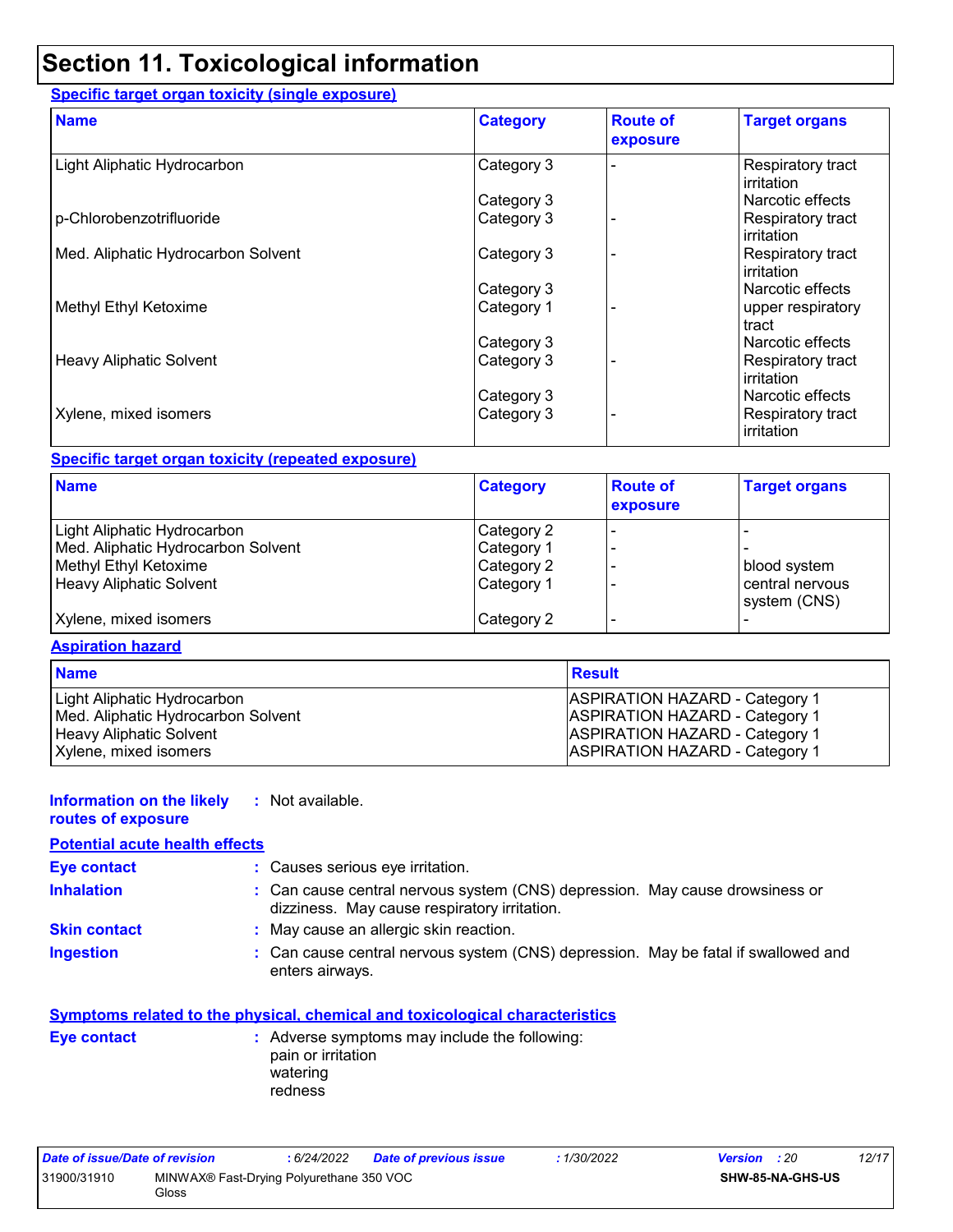## Section 11. Toxicological information

### Specific target organ toxicity (single exposure)

| Name | Category | Route of exposure | Target organs |
|---|---|---|---|
| Light Aliphatic Hydrocarbon | Category 3 | - | Respiratory tract irritation |
| | Category 3 | | Narcotic effects |
| p-Chlorobenzotrifluoride | Category 3 | - | Respiratory tract irritation |
| Med. Aliphatic Hydrocarbon Solvent | Category 3 | - | Respiratory tract irritation |
| | Category 3 | | Narcotic effects |
| Methyl Ethyl Ketoxime | Category 1 | - | upper respiratory tract |
| | Category 3 | | Narcotic effects |
| Heavy Aliphatic Solvent | Category 3 | - | Respiratory tract irritation |
| | Category 3 | | Narcotic effects |
| Xylene, mixed isomers | Category 3 | - | Respiratory tract irritation |

### Specific target organ toxicity (repeated exposure)

| Name | Category | Route of exposure | Target organs |
|---|---|---|---|
| Light Aliphatic Hydrocarbon | Category 2 | - | - |
| Med. Aliphatic Hydrocarbon Solvent | Category 1 | - | - |
| Methyl Ethyl Ketoxime | Category 2 | - | blood system |
| Heavy Aliphatic Solvent | Category 1 | - | central nervous system (CNS) |
| Xylene, mixed isomers | Category 2 | - | - |

### Aspiration hazard

| Name | Result |
|---|---|
| Light Aliphatic Hydrocarbon | ASPIRATION HAZARD - Category 1 |
| Med. Aliphatic Hydrocarbon Solvent | ASPIRATION HAZARD - Category 1 |
| Heavy Aliphatic Solvent | ASPIRATION HAZARD - Category 1 |
| Xylene, mixed isomers | ASPIRATION HAZARD - Category 1 |

**Information on the likely routes of exposure** : Not available.

### Potential acute health effects

**Eye contact** : Causes serious eye irritation.

**Inhalation** : Can cause central nervous system (CNS) depression. May cause drowsiness or dizziness. May cause respiratory irritation.

**Skin contact** : May cause an allergic skin reaction.

**Ingestion** : Can cause central nervous system (CNS) depression. May be fatal if swallowed and enters airways.

### Symptoms related to the physical, chemical and toxicological characteristics

**Eye contact** : Adverse symptoms may include the following:
pain or irritation
watering
redness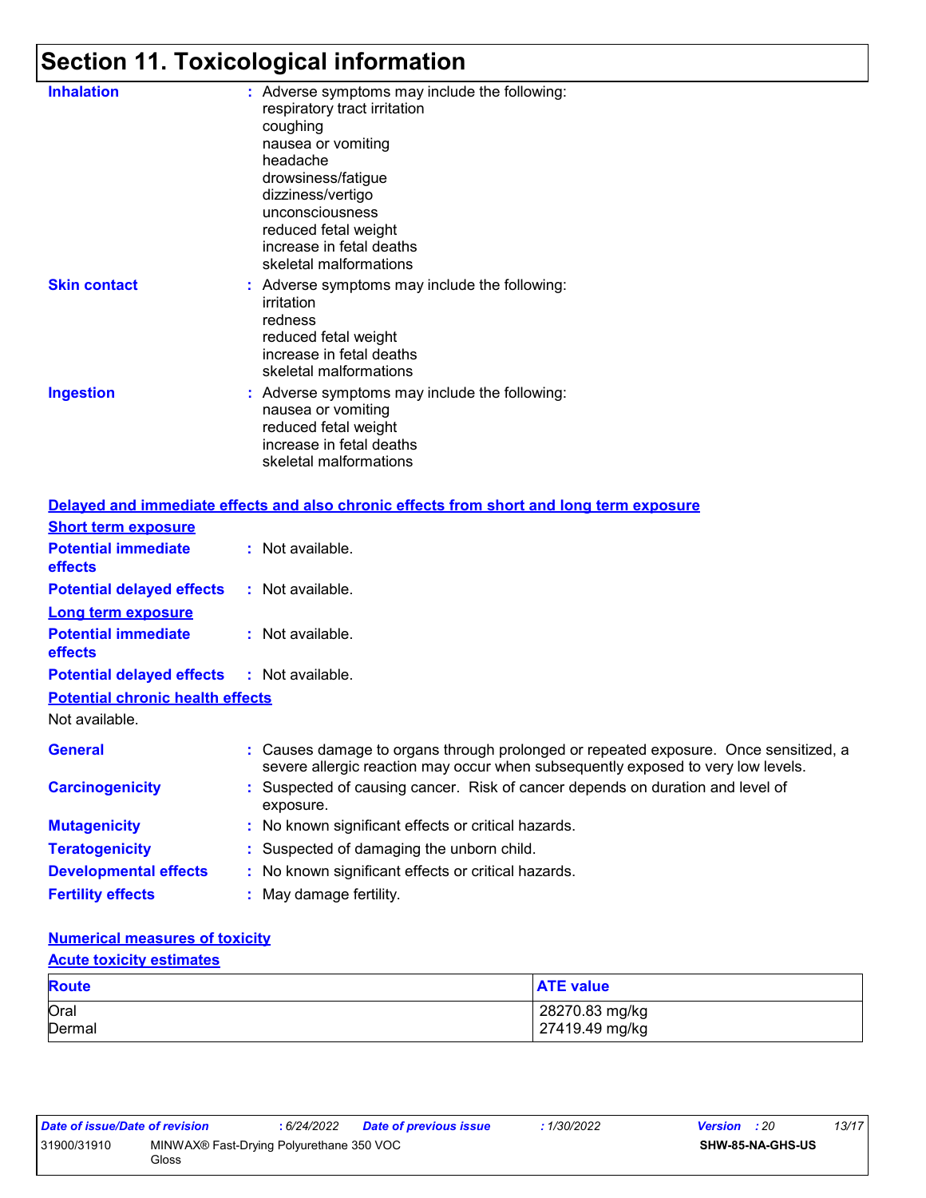# Section 11. Toxicological information

**Inhalation** : Adverse symptoms may include the following:
respiratory tract irritation
coughing
nausea or vomiting
headache
drowsiness/fatigue
dizziness/vertigo
unconsciousness
reduced fetal weight
increase in fetal deaths
skeletal malformations

**Skin contact** : Adverse symptoms may include the following:
irritation
redness
reduced fetal weight
increase in fetal deaths
skeletal malformations

**Ingestion** : Adverse symptoms may include the following:
nausea or vomiting
reduced fetal weight
increase in fetal deaths
skeletal malformations

## Delayed and immediate effects and also chronic effects from short and long term exposure

### Short term exposure

**Potential immediate effects** : Not available.

**Potential delayed effects** : Not available.

### Long term exposure

**Potential immediate effects** : Not available.

**Potential delayed effects** : Not available.

### Potential chronic health effects

Not available.

**General** : Causes damage to organs through prolonged or repeated exposure. Once sensitized, a severe allergic reaction may occur when subsequently exposed to very low levels.

**Carcinogenicity** : Suspected of causing cancer. Risk of cancer depends on duration and level of exposure.

**Mutagenicity** : No known significant effects or critical hazards.

**Teratogenicity** : Suspected of damaging the unborn child.

**Developmental effects** : No known significant effects or critical hazards.

**Fertility effects** : May damage fertility.

## Numerical measures of toxicity

### Acute toxicity estimates

| Route | ATE value |
|---|---|
| Oral | 28270.83 mg/kg |
| Dermal | 27419.49 mg/kg |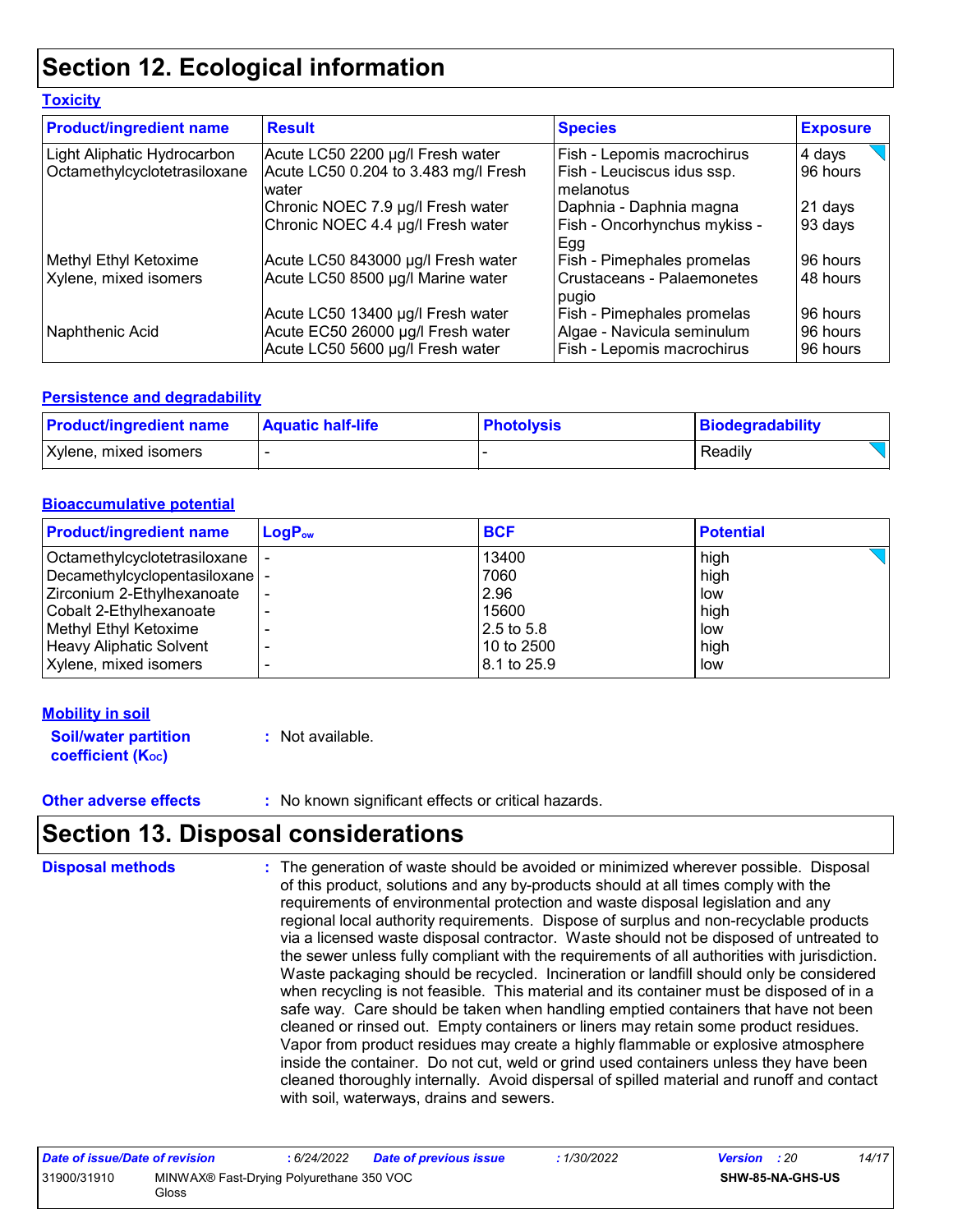# Section 12. Ecological information

### Toxicity

| Product/ingredient name | Result | Species | Exposure |
|---|---|---|---|
| Light Aliphatic Hydrocarbon | Acute LC50 2200 µg/l Fresh water | Fish - Lepomis macrochirus | 4 days |
| Octamethylcyclotetrasiloxane | Acute LC50 0.204 to 3.483 mg/l Fresh water | Fish - Leuciscus idus ssp. melanotus | 96 hours |
| | Chronic NOEC 7.9 µg/l Fresh water | Daphnia - Daphnia magna | 21 days |
| | Chronic NOEC 4.4 µg/l Fresh water | Fish - Oncorhynchus mykiss - Egg | 93 days |
| Methyl Ethyl Ketoxime | Acute LC50 843000 µg/l Fresh water | Fish - Pimephales promelas | 96 hours |
| Xylene, mixed isomers | Acute LC50 8500 µg/l Marine water | Crustaceans - Palaemonetes pugio | 48 hours |
| | Acute LC50 13400 µg/l Fresh water | Fish - Pimephales promelas | 96 hours |
| Naphthenic Acid | Acute EC50 26000 µg/l Fresh water | Algae - Navicula seminulum | 96 hours |
| | Acute LC50 5600 µg/l Fresh water | Fish - Lepomis macrochirus | 96 hours |

### Persistence and degradability

| Product/ingredient name | Aquatic half-life | Photolysis | Biodegradability |
|---|---|---|---|
| Xylene, mixed isomers | - | - | Readily |

### Bioaccumulative potential

| Product/ingredient name | $LogP_{ow}$ | BCF | Potential |
|---|---|---|---|
| Octamethylcyclotetrasiloxane | - | 13400 | high |
| Decamethylcyclopentasiloxane | - | 7060 | high |
| Zirconium 2-Ethylhexanoate | - | 2.96 | low |
| Cobalt 2-Ethylhexanoate | - | 15600 | high |
| Methyl Ethyl Ketoxime | - | 2.5 to 5.8 | low |
| Heavy Aliphatic Solvent | - | 10 to 2500 | high |
| Xylene, mixed isomers | - | 8.1 to 25.9 | low |

### Mobility in soil

**Soil/water partition coefficient ($K_{OC}$)** : Not available.

**Other adverse effects** : No known significant effects or critical hazards.

# Section 13. Disposal considerations

**Disposal methods** : The generation of waste should be avoided or minimized wherever possible. Disposal of this product, solutions and any by-products should at all times comply with the requirements of environmental protection and waste disposal legislation and any regional local authority requirements. Dispose of surplus and non-recyclable products via a licensed waste disposal contractor. Waste should not be disposed of untreated to the sewer unless fully compliant with the requirements of all authorities with jurisdiction. Waste packaging should be recycled. Incineration or landfill should only be considered when recycling is not feasible. This material and its container must be disposed of in a safe way. Care should be taken when handling emptied containers that have not been cleaned or rinsed out. Empty containers or liners may retain some product residues. Vapor from product residues may create a highly flammable or explosive atmosphere inside the container. Do not cut, weld or grind used containers unless they have been cleaned thoroughly internally. Avoid dispersal of spilled material and runoff and contact with soil, waterways, drains and sewers.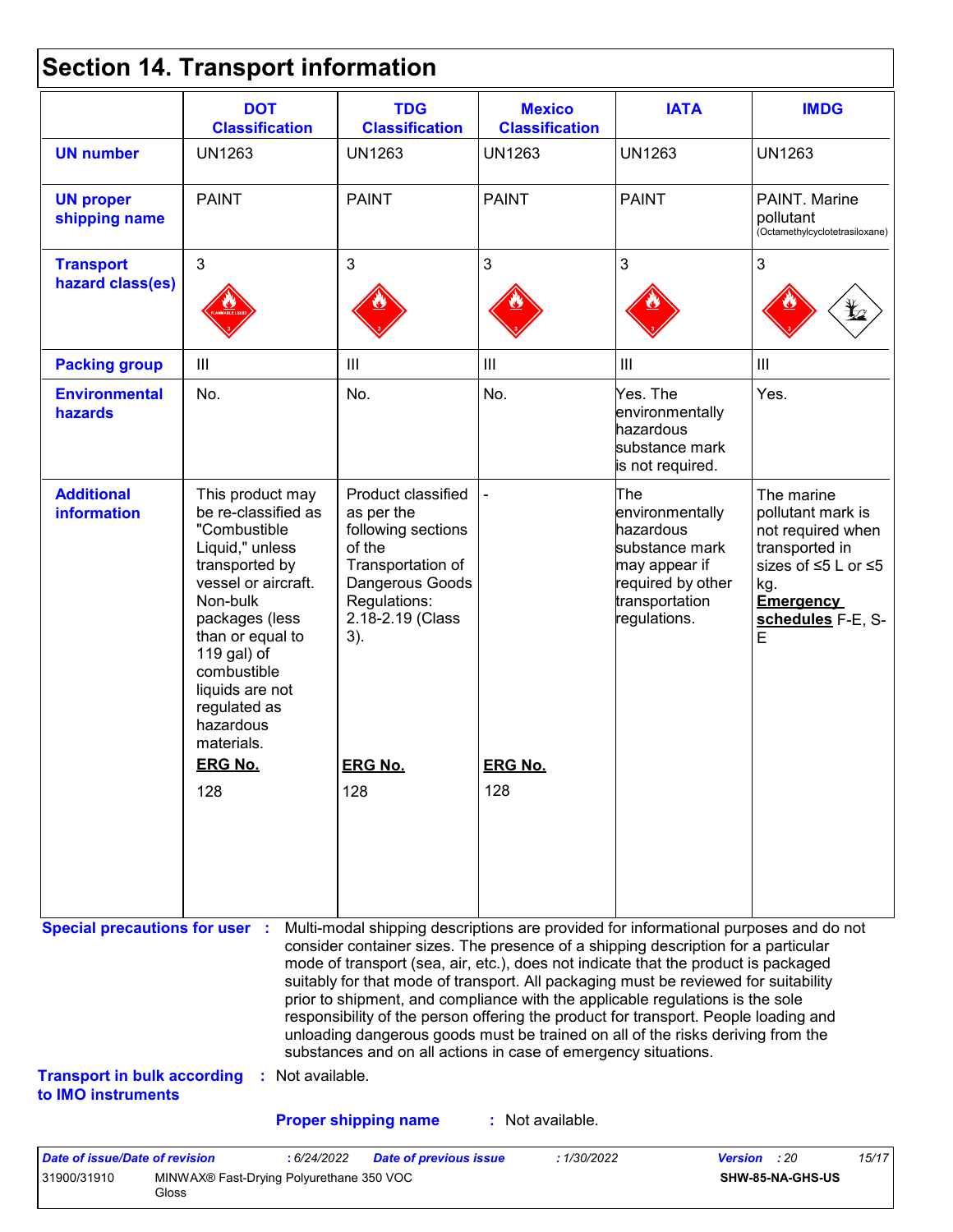# Section 14. Transport information

| | DOT Classification | TDG Classification | Mexico Classification | IATA | IMDG |
|---|---|---|---|---|---|
| **UN number** | UN1263 | UN1263 | UN1263 | UN1263 | UN1263 |
| **UN proper shipping name** | PAINT | PAINT | PAINT | PAINT | PAINT. Marine pollutant (Octamethylcyclotetrasiloxane) |
| **Transport hazard class(es)** | 3 | 3 | 3 | 3 | 3 |
| **Packing group** | III | III | III | III | III |
| **Environmental hazards** | No. | No. | No. | Yes. The environmentally hazardous substance mark is not required. | Yes. |
| **Additional information** | This product may be re-classified as "Combustible Liquid," unless transported by vessel or aircraft. Non-bulk packages (less than or equal to 119 gal) of combustible liquids are not regulated as hazardous materials. **ERG No.** 128 | Product classified as per the following sections of the Transportation of Dangerous Goods Regulations: 2.18-2.19 (Class 3). **ERG No.** 128 | - **ERG No.** 128 | The environmentally hazardous substance mark may appear if required by other transportation regulations. | The marine pollutant mark is not required when transported in sizes of ≤5 L or ≤5 kg. **Emergency schedules** F-E, S-E |

**Special precautions for user** : Multi-modal shipping descriptions are provided for informational purposes and do not consider container sizes. The presence of a shipping description for a particular mode of transport (sea, air, etc.), does not indicate that the product is packaged suitably for that mode of transport. All packaging must be reviewed for suitability prior to shipment, and compliance with the applicable regulations is the sole responsibility of the person offering the product for transport. People loading and unloading dangerous goods must be trained on all of the risks deriving from the substances and on all actions in case of emergency situations.

**Transport in bulk according to IMO instruments** : Not available.

**Proper shipping name** : Not available.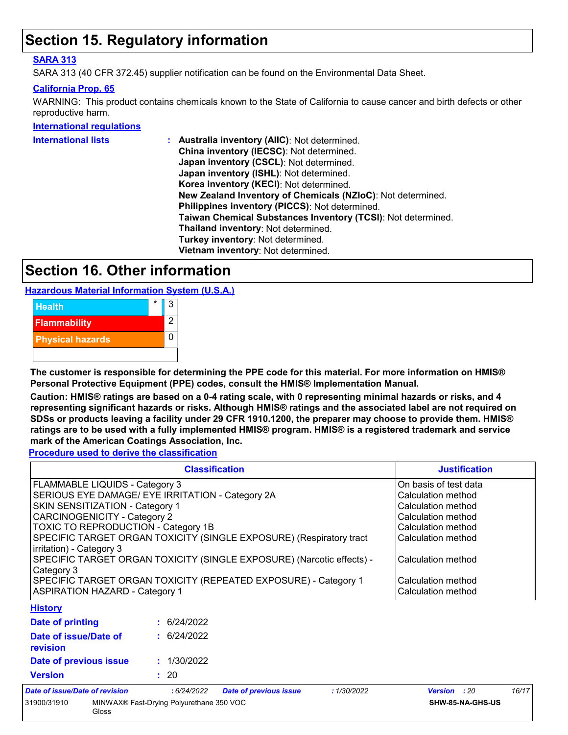# Section 15. Regulatory information

**SARA 313**

SARA 313 (40 CFR 372.45) supplier notification can be found on the Environmental Data Sheet.

**California Prop. 65**

WARNING: This product contains chemicals known to the State of California to cause cancer and birth defects or other reproductive harm.

**International regulations**

**International lists** :
- **Australia inventory (AIIC)**: Not determined.
- **China inventory (IECSC)**: Not determined.
- **Japan inventory (CSCL)**: Not determined.
- **Japan inventory (ISHL)**: Not determined.
- **Korea inventory (KECI)**: Not determined.
- **New Zealand Inventory of Chemicals (NZIoC)**: Not determined.
- **Philippines inventory (PICCS)**: Not determined.
- **Taiwan Chemical Substances Inventory (TCSI)**: Not determined.
- **Thailand inventory**: Not determined.
- **Turkey inventory**: Not determined.
- **Vietnam inventory**: Not determined.

# Section 16. Other information

**Hazardous Material Information System (U.S.A.)**

| | | |
|---|---|---|
| Health | * | 3 |
| Flammability | | 2 |
| Physical hazards | | 0 |

**The customer is responsible for determining the PPE code for this material. For more information on HMIS® Personal Protective Equipment (PPE) codes, consult the HMIS® Implementation Manual.**

**Caution: HMIS® ratings are based on a 0-4 rating scale, with 0 representing minimal hazards or risks, and 4 representing significant hazards or risks. Although HMIS® ratings and the associated label are not required on SDSs or products leaving a facility under 29 CFR 1910.1200, the preparer may choose to provide them. HMIS® ratings are to be used with a fully implemented HMIS® program. HMIS® is a registered trademark and service mark of the American Coatings Association, Inc.**

**Procedure used to derive the classification**

| Classification | Justification |
|---|---|
| FLAMMABLE LIQUIDS - Category 3 | On basis of test data |
| SERIOUS EYE DAMAGE/ EYE IRRITATION - Category 2A | Calculation method |
| SKIN SENSITIZATION - Category 1 | Calculation method |
| CARCINOGENICITY - Category 2 | Calculation method |
| TOXIC TO REPRODUCTION - Category 1B | Calculation method |
| SPECIFIC TARGET ORGAN TOXICITY (SINGLE EXPOSURE) (Respiratory tract irritation) - Category 3 | Calculation method |
| SPECIFIC TARGET ORGAN TOXICITY (SINGLE EXPOSURE) (Narcotic effects) - Category 3 | Calculation method |
| SPECIFIC TARGET ORGAN TOXICITY (REPEATED EXPOSURE) - Category 1 | Calculation method |
| ASPIRATION HAZARD - Category 1 | Calculation method |

**History**

**Date of printing** : 6/24/2022

**Date of issue/Date of revision** : 6/24/2022

**Date of previous issue** : 1/30/2022

**Version** : 20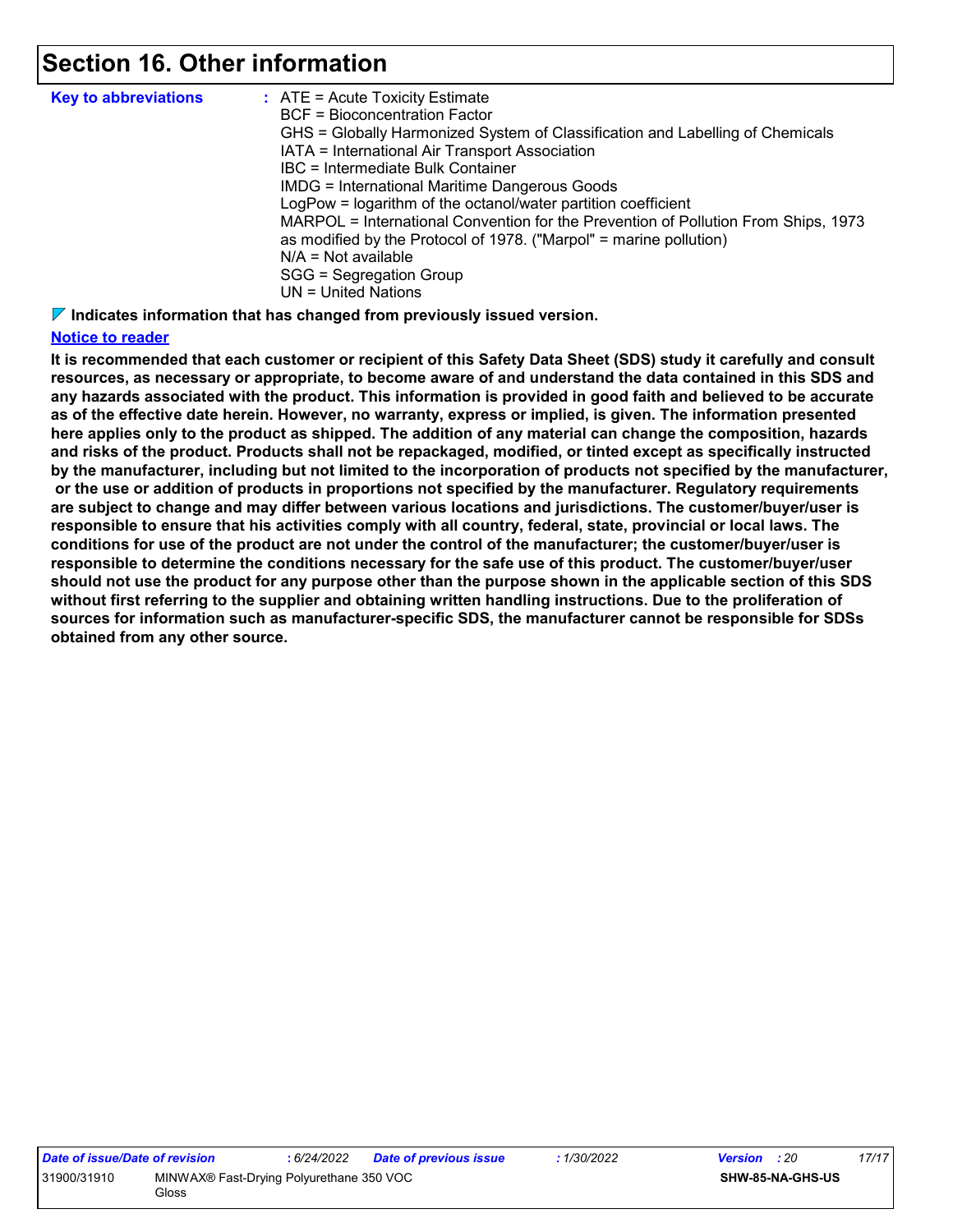# Section 16. Other information

**Key to abbreviations** : ATE = Acute Toxicity Estimate
BCF = Bioconcentration Factor
GHS = Globally Harmonized System of Classification and Labelling of Chemicals
IATA = International Air Transport Association
IBC = Intermediate Bulk Container
IMDG = International Maritime Dangerous Goods
LogPow = logarithm of the octanol/water partition coefficient
MARPOL = International Convention for the Prevention of Pollution From Ships, 1973 as modified by the Protocol of 1978. ("Marpol" = marine pollution)
N/A = Not available
SGG = Segregation Group
UN = United Nations

**Indicates information that has changed from previously issued version.**

**Notice to reader**

**It is recommended that each customer or recipient of this Safety Data Sheet (SDS) study it carefully and consult resources, as necessary or appropriate, to become aware of and understand the data contained in this SDS and any hazards associated with the product. This information is provided in good faith and believed to be accurate as of the effective date herein. However, no warranty, express or implied, is given. The information presented here applies only to the product as shipped. The addition of any material can change the composition, hazards and risks of the product. Products shall not be repackaged, modified, or tinted except as specifically instructed by the manufacturer, including but not limited to the incorporation of products not specified by the manufacturer, or the use or addition of products in proportions not specified by the manufacturer. Regulatory requirements are subject to change and may differ between various locations and jurisdictions. The customer/buyer/user is responsible to ensure that his activities comply with all country, federal, state, provincial or local laws. The conditions for use of the product are not under the control of the manufacturer; the customer/buyer/user is responsible to determine the conditions necessary for the safe use of this product. The customer/buyer/user should not use the product for any purpose other than the purpose shown in the applicable section of this SDS without first referring to the supplier and obtaining written handling instructions. Due to the proliferation of sources for information such as manufacturer-specific SDS, the manufacturer cannot be responsible for SDSs obtained from any other source.**